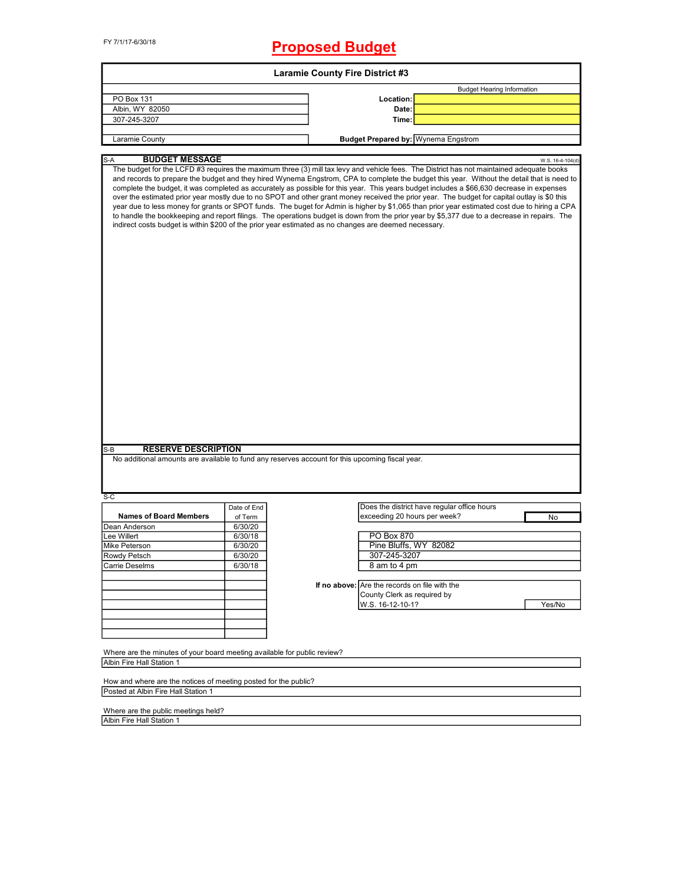FY 7/1/17-6/30/18

# Proposed Budget

## Laramie County Fire District #3

| | | Budget Hearing Information |
|---|---|---|
| PO Box 131 | **Location:** | |
| Albin, WY 82050 | **Date:** | |
| 307-245-3207 | **Time:** | |
| Laramie County | **Budget Prepared by:** | Wynema Engstrom |

S-A

### BUDGET MESSAGE

W.S. 16-4-104(d)

The budget for the LCFD #3 requires the maximum three (3) mill tax levy and vehicle fees. The District has not maintained adequate books and records to prepare the budget and they hired Wynema Engstrom, CPA to complete the budget this year. Without the detail that is need to complete the budget, it was completed as accurately as possible for this year. This years budget includes a $66,630 decrease in expenses over the estimated prior year mostly due to no SPOT and other grant money received the prior year. The budget for capital outlay is $0 this year due to less money for grants or SPOT funds. The buget for Admin is higher by $1,065 than prior year estimated cost due to hiring a CPA to handle the bookkeeping and report filings. The operations budget is down from the prior year by $5,377 due to a decrease in repairs. The indirect costs budget is within $200 of the prior year estimated as no changes are deemed necessary.

S-B

### RESERVE DESCRIPTION

No additional amounts are available to fund any reserves account for this upcoming fiscal year.

S-C

| Names of Board Members | Date of End of Term |
|---|---|
| Dean Anderson | 6/30/20 |
| Lee Willert | 6/30/18 |
| Mike Peterson | 6/30/20 |
| Rowdy Petsch | 6/30/20 |
| Carrie Deselms | 6/30/18 |
| | |
| | |
| | |
| | |
| | |
| | |
| | |

| Does the district have regular office hours exceeding 20 hours per week? | No |
|---|---|

| |
|---|
| PO Box 870 |
| Pine Bluffs, WY 82082 |
| 307-245-3207 |
| 8 am to 4 pm |

**If no above:**

| Are the records on file with the County Clerk as required by W.S. 16-12-10-1? | Yes/No |
|---|---|

Where are the minutes of your board meeting available for public review?

Albin Fire Hall Station 1

How and where are the notices of meeting posted for the public?

Posted at Albin Fire Hall Station 1

Where are the public meetings held?

Albin Fire Hall Station 1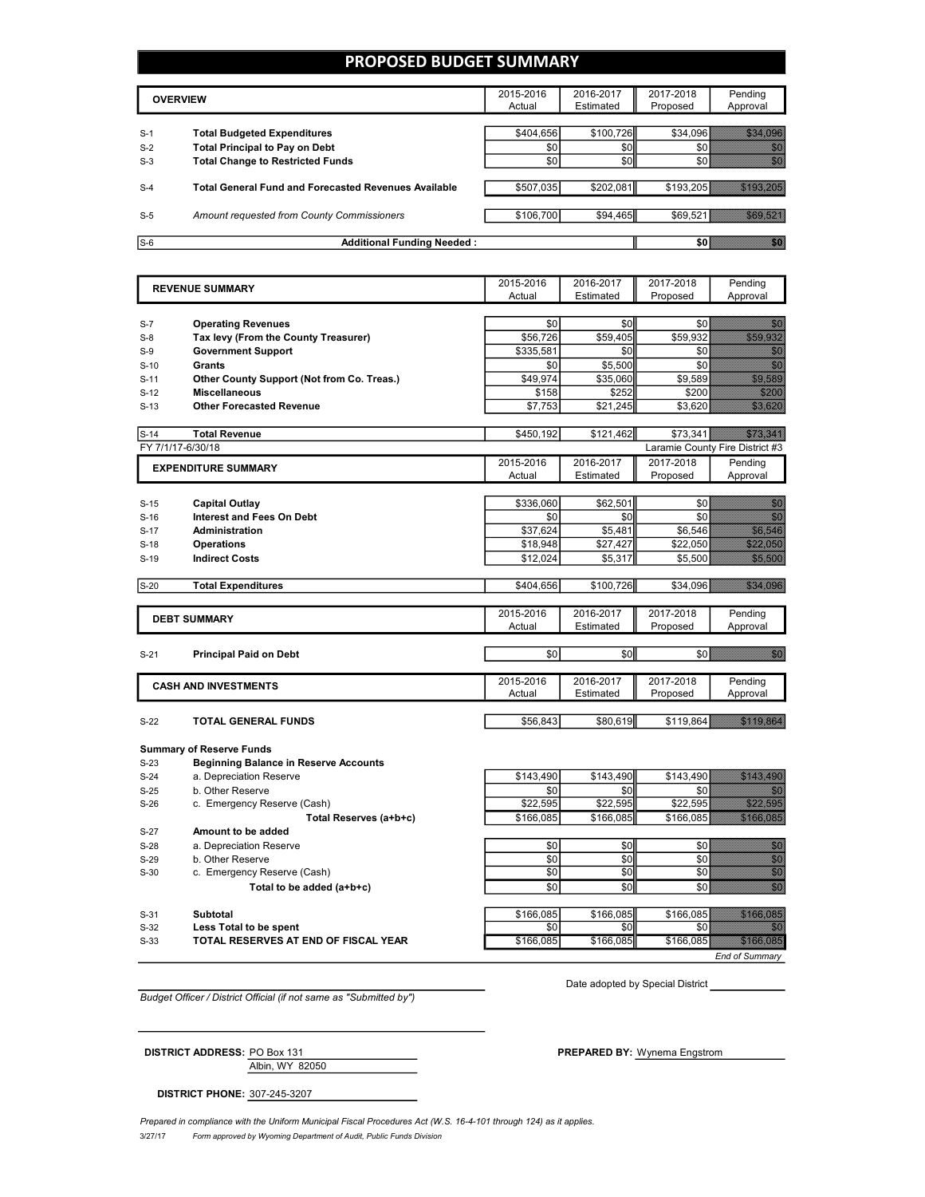# PROPOSED BUDGET SUMMARY

| | OVERVIEW | 2015-2016 Actual | 2016-2017 Estimated | 2017-2018 Proposed | Pending Approval |
|---|---|---|---|---|---|
| S-1 | **Total Budgeted Expenditures** | $404,656 | $100,726 | $34,096 | $34,096 |
| S-2 | **Total Principal to Pay on Debt** | $0 | $0 | $0 | $0 |
| S-3 | **Total Change to Restricted Funds** | $0 | $0 | $0 | $0 |
| S-4 | **Total General Fund and Forecasted Revenues Available** | $507,035 | $202,081 | $193,205 | $193,205 |
| S-5 | *Amount requested from County Commissioners* | $106,700 | $94,465 | $69,521 | $69,521 |
| S-6 | **Additional Funding Needed :** | | | $0 | $0 |

| | REVENUE SUMMARY | 2015-2016 Actual | 2016-2017 Estimated | 2017-2018 Proposed | Pending Approval |
|---|---|---|---|---|---|
| S-7 | **Operating Revenues** | $0 | $0 | $0 | $0 |
| S-8 | **Tax levy (From the County Treasurer)** | $56,726 | $59,405 | $59,932 | $59,932 |
| S-9 | **Government Support** | $335,581 | $0 | $0 | $0 |
| S-10 | **Grants** | $0 | $5,500 | $0 | $0 |
| S-11 | **Other County Support (Not from Co. Treas.)** | $49,974 | $35,060 | $9,589 | $9,589 |
| S-12 | **Miscellaneous** | $158 | $252 | $200 | $200 |
| S-13 | **Other Forecasted Revenue** | $7,753 | $21,245 | $3,620 | $3,620 |
| S-14 | **Total Revenue** | $450,192 | $121,462 | $73,341 | $73,341 |

FY 7/1/17-6/30/18 — Laramie County Fire District #3

| | EXPENDITURE SUMMARY | 2015-2016 Actual | 2016-2017 Estimated | 2017-2018 Proposed | Pending Approval |
|---|---|---|---|---|---|
| S-15 | **Capital Outlay** | $336,060 | $62,501 | $0 | $0 |
| S-16 | **Interest and Fees On Debt** | $0 | $0 | $0 | $0 |
| S-17 | **Administration** | $37,624 | $5,481 | $6,546 | $6,546 |
| S-18 | **Operations** | $18,948 | $27,427 | $22,050 | $22,050 |
| S-19 | **Indirect Costs** | $12,024 | $5,317 | $5,500 | $5,500 |
| S-20 | **Total Expenditures** | $404,656 | $100,726 | $34,096 | $34,096 |

| | DEBT SUMMARY | 2015-2016 Actual | 2016-2017 Estimated | 2017-2018 Proposed | Pending Approval |
|---|---|---|---|---|---|
| S-21 | **Principal Paid on Debt** | $0 | $0 | $0 | $0 |

| | CASH AND INVESTMENTS | 2015-2016 Actual | 2016-2017 Estimated | 2017-2018 Proposed | Pending Approval |
|---|---|---|---|---|---|
| S-22 | **TOTAL GENERAL FUNDS** | $56,843 | $80,619 | $119,864 | $119,864 |
| | **Summary of Reserve Funds** | | | | |
| S-23 | **Beginning Balance in Reserve Accounts** | | | | |
| S-24 | a. Depreciation Reserve | $143,490 | $143,490 | $143,490 | $143,490 |
| S-25 | b. Other Reserve | $0 | $0 | $0 | $0 |
| S-26 | c. Emergency Reserve (Cash) | $22,595 | $22,595 | $22,595 | $22,595 |
| | **Total Reserves (a+b+c)** | $166,085 | $166,085 | $166,085 | $166,085 |
| S-27 | **Amount to be added** | | | | |
| S-28 | a. Depreciation Reserve | $0 | $0 | $0 | $0 |
| S-29 | b. Other Reserve | $0 | $0 | $0 | $0 |
| S-30 | c. Emergency Reserve (Cash) | $0 | $0 | $0 | $0 |
| | **Total to be added (a+b+c)** | $0 | $0 | $0 | $0 |
| S-31 | **Subtotal** | $166,085 | $166,085 | $166,085 | $166,085 |
| S-32 | **Less Total to be spent** | $0 | $0 | $0 | $0 |
| S-33 | **TOTAL RESERVES AT END OF FISCAL YEAR** | $166,085 | $166,085 | $166,085 | $166,085 |

*End of Summary*

Date adopted by Special District ____________

*Budget Officer / District Official (if not same as "Submitted by")*

**DISTRICT ADDRESS:** PO Box 131
Albin, WY 82050

**PREPARED BY:** Wynema Engstrom

**DISTRICT PHONE:** 307-245-3207

*Prepared in compliance with the Uniform Municipal Fiscal Procedures Act (W.S. 16-4-101 through 124) as it applies.*

3/27/17 *Form approved by Wyoming Department of Audit, Public Funds Division*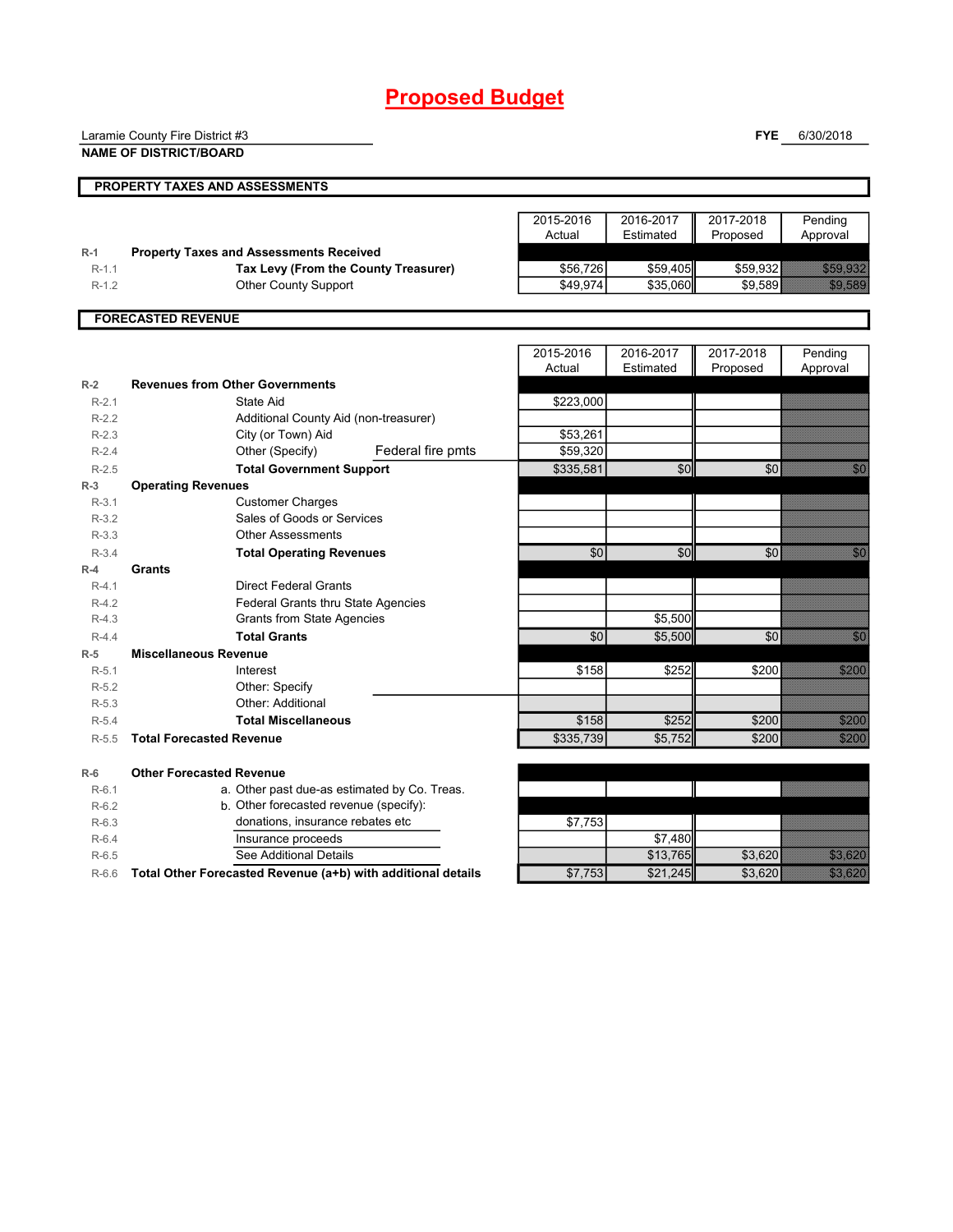# Proposed Budget

Laramie County Fire District #3
**NAME OF DISTRICT/BOARD**

**FYE** 6/30/2018

## PROPERTY TAXES AND ASSESSMENTS

| | | 2015-2016 Actual | 2016-2017 Estimated | 2017-2018 Proposed | Pending Approval |
|---|---|---|---|---|---|
| R-1 | **Property Taxes and Assessments Received** | | | | |
| R-1.1 | **Tax Levy (From the County Treasurer)** | $56,726 | $59,405 | $59,932 | $59,932 |
| R-1.2 | Other County Support | $49,974 | $35,060 | $9,589 | $9,589 |

## FORECASTED REVENUE

| | | 2015-2016 Actual | 2016-2017 Estimated | 2017-2018 Proposed | Pending Approval |
|---|---|---|---|---|---|
| R-2 | **Revenues from Other Governments** | | | | |
| R-2.1 | State Aid | $223,000 | | | |
| R-2.2 | Additional County Aid (non-treasurer) | | | | |
| R-2.3 | City (or Town) Aid | $53,261 | | | |
| R-2.4 | Other (Specify) Federal fire pmts | $59,320 | | | |
| R-2.5 | **Total Government Support** | $335,581 | $0 | $0 | $0 |
| R-3 | **Operating Revenues** | | | | |
| R-3.1 | Customer Charges | | | | |
| R-3.2 | Sales of Goods or Services | | | | |
| R-3.3 | Other Assessments | | | | |
| R-3.4 | **Total Operating Revenues** | $0 | $0 | $0 | $0 |
| R-4 | **Grants** | | | | |
| R-4.1 | Direct Federal Grants | | | | |
| R-4.2 | Federal Grants thru State Agencies | | | | |
| R-4.3 | Grants from State Agencies | | $5,500 | | |
| R-4.4 | **Total Grants** | $0 | $5,500 | $0 | $0 |
| R-5 | **Miscellaneous Revenue** | | | | |
| R-5.1 | Interest | $158 | $252 | $200 | $200 |
| R-5.2 | Other: Specify | | | | |
| R-5.3 | Other: Additional | | | | |
| R-5.4 | **Total Miscellaneous** | $158 | $252 | $200 | $200 |
| R-5.5 | **Total Forecasted Revenue** | $335,739 | $5,752 | $200 | $200 |
| R-6 | **Other Forecasted Revenue** | | | | |
| R-6.1 | a. Other past due-as estimated by Co. Treas. | | | | |
| R-6.2 | b. Other forecasted revenue (specify): | | | | |
| R-6.3 | donations, insurance rebates etc | $7,753 | | | |
| R-6.4 | Insurance proceeds | | $7,480 | | |
| R-6.5 | See Additional Details | | $13,765 | $3,620 | $3,620 |
| R-6.6 | **Total Other Forecasted Revenue (a+b) with additional details** | $7,753 | $21,245 | $3,620 | $3,620 |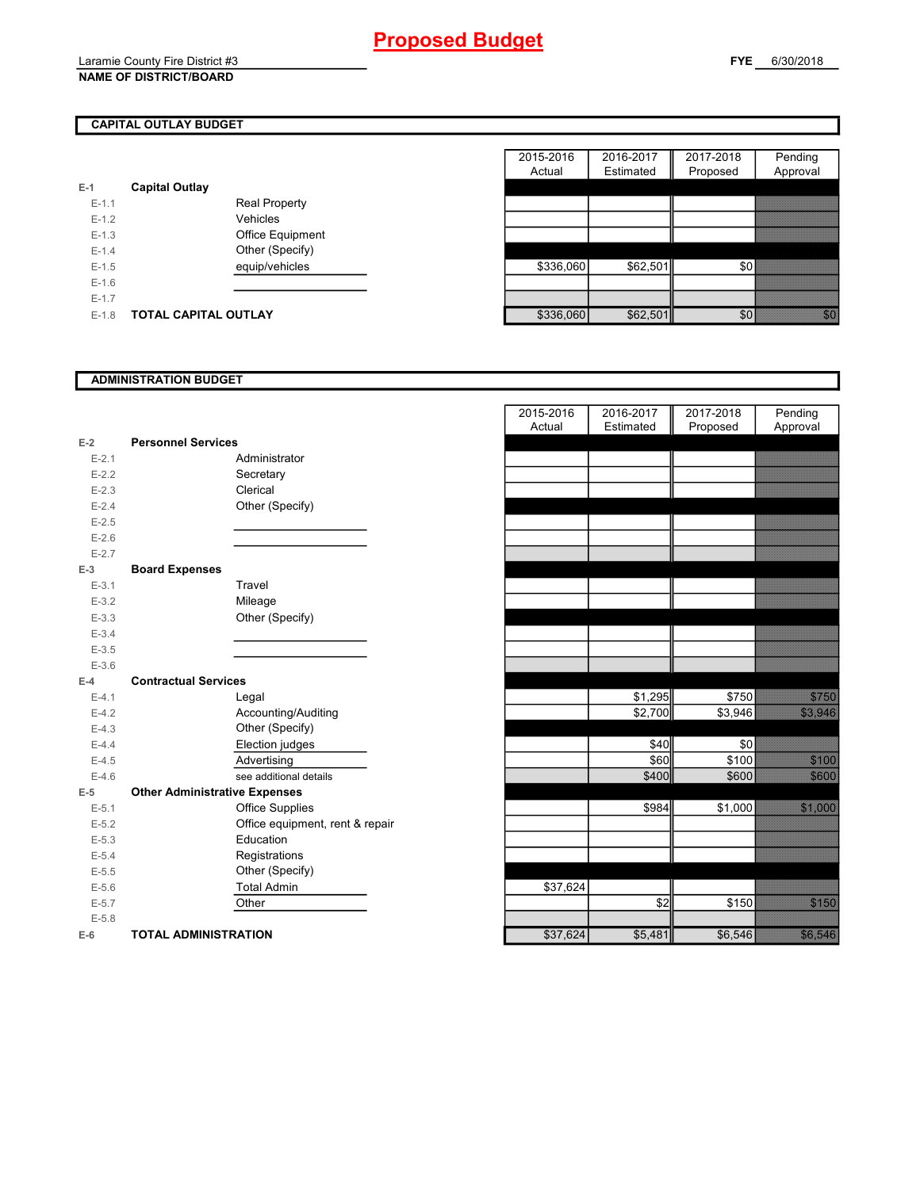# Proposed Budget

Laramie County Fire District #3
**NAME OF DISTRICT/BOARD**

**FYE** 6/30/2018

## CAPITAL OUTLAY BUDGET

| | | | 2015-2016 Actual | 2016-2017 Estimated | 2017-2018 Proposed | Pending Approval |
|---|---|---|---|---|---|---|
| E-1 | **Capital Outlay** | | | | | |
| E-1.1 | | Real Property | | | | |
| E-1.2 | | Vehicles | | | | |
| E-1.3 | | Office Equipment | | | | |
| E-1.4 | | Other (Specify) | | | | |
| E-1.5 | | equip/vehicles | $336,060 | $62,501 | $0 | |
| E-1.6 | | | | | | |
| E-1.7 | | | | | | |
| E-1.8 | **TOTAL CAPITAL OUTLAY** | | $336,060 | $62,501 | $0 | $0 |

## ADMINISTRATION BUDGET

| | | | 2015-2016 Actual | 2016-2017 Estimated | 2017-2018 Proposed | Pending Approval |
|---|---|---|---|---|---|---|
| E-2 | **Personnel Services** | | | | | |
| E-2.1 | | Administrator | | | | |
| E-2.2 | | Secretary | | | | |
| E-2.3 | | Clerical | | | | |
| E-2.4 | | Other (Specify) | | | | |
| E-2.5 | | | | | | |
| E-2.6 | | | | | | |
| E-2.7 | | | | | | |
| E-3 | **Board Expenses** | | | | | |
| E-3.1 | | Travel | | | | |
| E-3.2 | | Mileage | | | | |
| E-3.3 | | Other (Specify) | | | | |
| E-3.4 | | | | | | |
| E-3.5 | | | | | | |
| E-3.6 | | | | | | |
| E-4 | **Contractual Services** | | | | | |
| E-4.1 | | Legal | | $1,295 | $750 | $750 |
| E-4.2 | | Accounting/Auditing | | $2,700 | $3,946 | $3,946 |
| E-4.3 | | Other (Specify) | | | | |
| E-4.4 | | Election judges | | $40 | $0 | |
| E-4.5 | | Advertising | | $60 | $100 | $100 |
| E-4.6 | | see additional details | | $400 | $600 | $600 |
| E-5 | **Other Administrative Expenses** | | | | | |
| E-5.1 | | Office Supplies | | $984 | $1,000 | $1,000 |
| E-5.2 | | Office equipment, rent & repair | | | | |
| E-5.3 | | Education | | | | |
| E-5.4 | | Registrations | | | | |
| E-5.5 | | Other (Specify) | | | | |
| E-5.6 | | Total Admin | $37,624 | | | |
| E-5.7 | | Other | | $2 | $150 | $150 |
| E-5.8 | | | | | | |
| E-6 | **TOTAL ADMINISTRATION** | | $37,624 | $5,481 | $6,546 | $6,546 |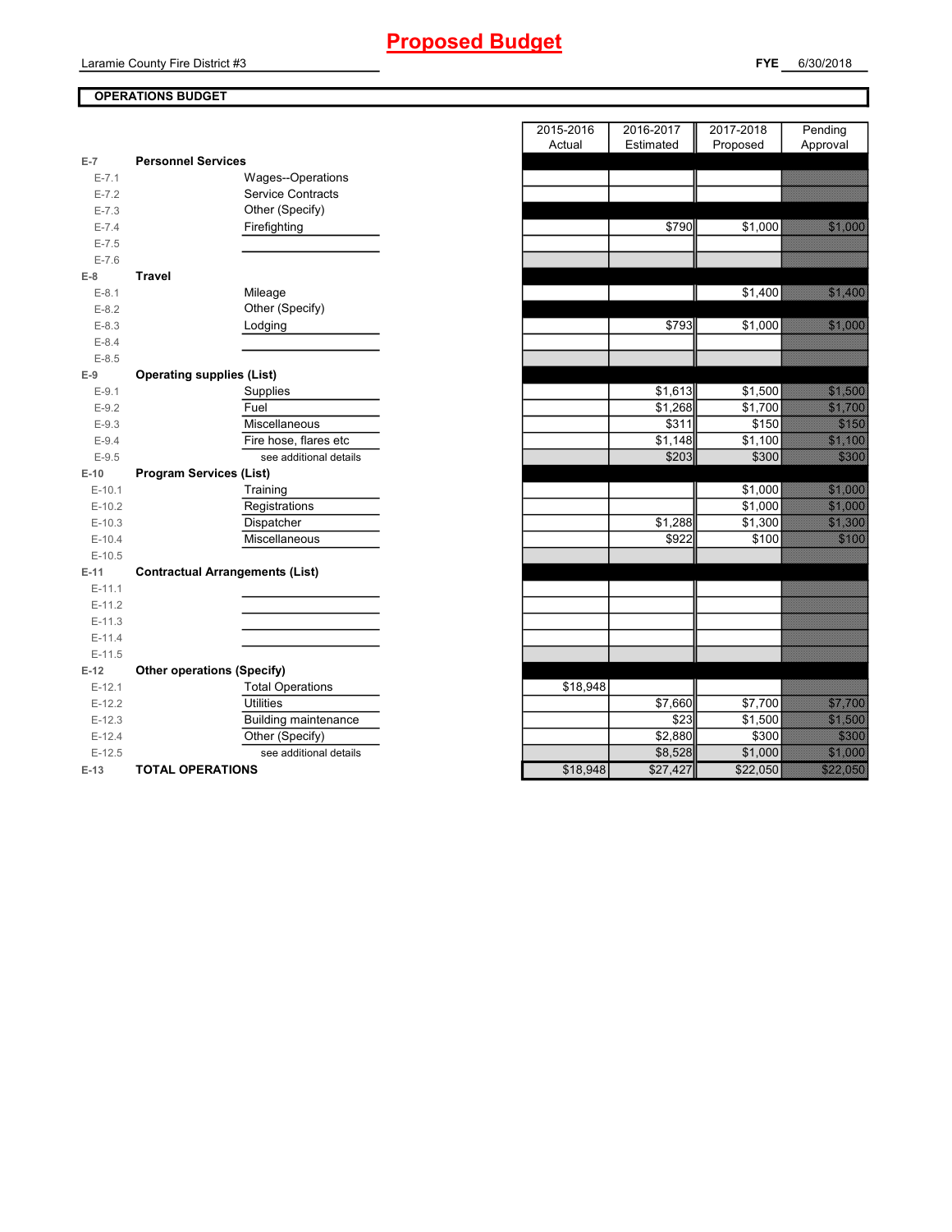# Proposed Budget

Laramie County Fire District #3

**FYE** 6/30/2018

**OPERATIONS BUDGET**

| | | | 2015-2016 Actual | 2016-2017 Estimated | 2017-2018 Proposed | Pending Approval |
|---|---|---|---|---|---|---|
| E-7 | **Personnel Services** | | | | | |
| E-7.1 | | Wages--Operations | | | | |
| E-7.2 | | Service Contracts | | | | |
| E-7.3 | | Other (Specify) | | | | |
| E-7.4 | | Firefighting | | $790 | $1,000 | $1,000 |
| E-7.5 | | | | | | |
| E-7.6 | | | | | | |
| E-8 | **Travel** | | | | | |
| E-8.1 | | Mileage | | | $1,400 | $1,400 |
| E-8.2 | | Other (Specify) | | | | |
| E-8.3 | | Lodging | | $793 | $1,000 | $1,000 |
| E-8.4 | | | | | | |
| E-8.5 | | | | | | |
| E-9 | **Operating supplies (List)** | | | | | |
| E-9.1 | | Supplies | | $1,613 | $1,500 | $1,500 |
| E-9.2 | | Fuel | | $1,268 | $1,700 | $1,700 |
| E-9.3 | | Miscellaneous | | $311 | $150 | $150 |
| E-9.4 | | Fire hose, flares etc | | $1,148 | $1,100 | $1,100 |
| E-9.5 | | see additional details | | $203 | $300 | $300 |
| E-10 | **Program Services (List)** | | | | | |
| E-10.1 | | Training | | | $1,000 | $1,000 |
| E-10.2 | | Registrations | | | $1,000 | $1,000 |
| E-10.3 | | Dispatcher | | $1,288 | $1,300 | $1,300 |
| E-10.4 | | Miscellaneous | | $922 | $100 | $100 |
| E-10.5 | | | | | | |
| E-11 | **Contractual Arrangements (List)** | | | | | |
| E-11.1 | | | | | | |
| E-11.2 | | | | | | |
| E-11.3 | | | | | | |
| E-11.4 | | | | | | |
| E-11.5 | | | | | | |
| E-12 | **Other operations (Specify)** | | | | | |
| E-12.1 | | Total Operations | $18,948 | | | |
| E-12.2 | | Utilities | | $7,660 | $7,700 | $7,700 |
| E-12.3 | | Building maintenance | | $23 | $1,500 | $1,500 |
| E-12.4 | | Other (Specify) | | $2,880 | $300 | $300 |
| E-12.5 | | see additional details | | $8,528 | $1,000 | $1,000 |
| E-13 | **TOTAL OPERATIONS** | | $18,948 | $27,427 | $22,050 | $22,050 |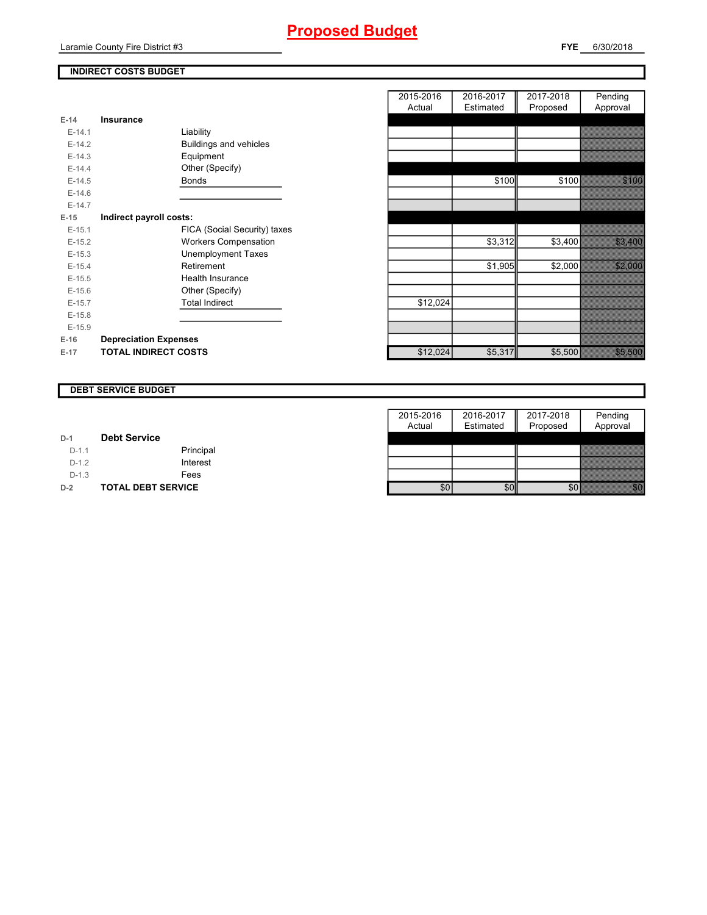# Proposed Budget

Laramie County Fire District #3

**FYE** 6/30/2018

## INDIRECT COSTS BUDGET

| | | | 2015-2016 Actual | 2016-2017 Estimated | 2017-2018 Proposed | Pending Approval |
|---|---|---|---|---|---|---|
| E-14 | **Insurance** | | | | | |
| E-14.1 | | Liability | | | | |
| E-14.2 | | Buildings and vehicles | | | | |
| E-14.3 | | Equipment | | | | |
| E-14.4 | | Other (Specify) | | | | |
| E-14.5 | | Bonds | | $100 | $100 | $100 |
| E-14.6 | | | | | | |
| E-14.7 | | | | | | |
| E-15 | **Indirect payroll costs:** | | | | | |
| E-15.1 | | FICA (Social Security) taxes | | | | |
| E-15.2 | | Workers Compensation | | $3,312 | $3,400 | $3,400 |
| E-15.3 | | Unemployment Taxes | | | | |
| E-15.4 | | Retirement | | $1,905 | $2,000 | $2,000 |
| E-15.5 | | Health Insurance | | | | |
| E-15.6 | | Other (Specify) | | | | |
| E-15.7 | | Total Indirect | $12,024 | | | |
| E-15.8 | | | | | | |
| E-15.9 | | | | | | |
| E-16 | **Depreciation Expenses** | | | | | |
| E-17 | **TOTAL INDIRECT COSTS** | | $12,024 | $5,317 | $5,500 | $5,500 |

## DEBT SERVICE BUDGET

| | | | 2015-2016 Actual | 2016-2017 Estimated | 2017-2018 Proposed | Pending Approval |
|---|---|---|---|---|---|---|
| D-1 | **Debt Service** | | | | | |
| D-1.1 | | Principal | | | | |
| D-1.2 | | Interest | | | | |
| D-1.3 | | Fees | | | | |
| D-2 | **TOTAL DEBT SERVICE** | | $0 | $0 | $0 | $0 |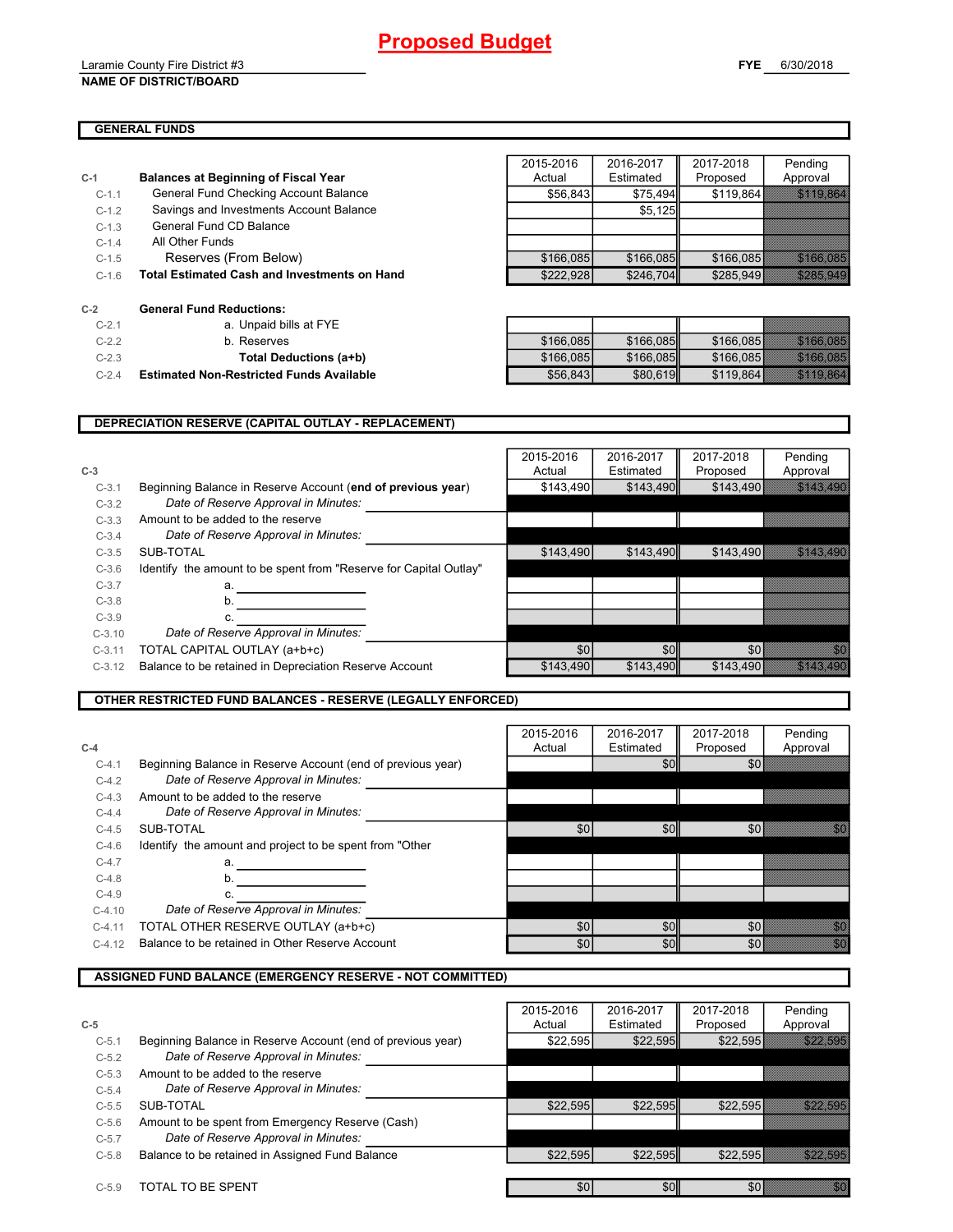# Proposed Budget

Laramie County Fire District #3
**NAME OF DISTRICT/BOARD**

**FYE** 6/30/2018

## GENERAL FUNDS

| | | 2015-2016 Actual | 2016-2017 Estimated | 2017-2018 Proposed | Pending Approval |
|---|---|---|---|---|---|
| C-1 | **Balances at Beginning of Fiscal Year** | | | | |
| C-1.1 | General Fund Checking Account Balance | $56,843 | $75,494 | $119,864 | $119,864 |
| C-1.2 | Savings and Investments Account Balance | | $5,125 | | |
| C-1.3 | General Fund CD Balance | | | | |
| C-1.4 | All Other Funds | | | | |
| C-1.5 | Reserves (From Below) | $166,085 | $166,085 | $166,085 | $166,085 |
| C-1.6 | **Total Estimated Cash and Investments on Hand** | $222,928 | $246,704 | $285,949 | $285,949 |
| C-2 | **General Fund Reductions:** | | | | |
| C-2.1 | a. Unpaid bills at FYE | | | | |
| C-2.2 | b. Reserves | $166,085 | $166,085 | $166,085 | $166,085 |
| C-2.3 | **Total Deductions (a+b)** | $166,085 | $166,085 | $166,085 | $166,085 |
| C-2.4 | **Estimated Non-Restricted Funds Available** | $56,843 | $80,619 | $119,864 | $119,864 |

## DEPRECIATION RESERVE (CAPITAL OUTLAY - REPLACEMENT)

| | | 2015-2016 Actual | 2016-2017 Estimated | 2017-2018 Proposed | Pending Approval |
|---|---|---|---|---|---|
| C-3 | | | | | |
| C-3.1 | Beginning Balance in Reserve Account (**end of previous year**) | $143,490 | $143,490 | $143,490 | $143,490 |
| C-3.2 | *Date of Reserve Approval in Minutes:* | | | | |
| C-3.3 | Amount to be added to the reserve | | | | |
| C-3.4 | *Date of Reserve Approval in Minutes:* | | | | |
| C-3.5 | SUB-TOTAL | $143,490 | $143,490 | $143,490 | $143,490 |
| C-3.6 | Identify the amount to be spent from "Reserve for Capital Outlay" | | | | |
| C-3.7 | a. | | | | |
| C-3.8 | b. | | | | |
| C-3.9 | c. | | | | |
| C-3.10 | *Date of Reserve Approval in Minutes:* | | | | |
| C-3.11 | TOTAL CAPITAL OUTLAY (a+b+c) | $0 | $0 | $0 | $0 |
| C-3.12 | Balance to be retained in Depreciation Reserve Account | $143,490 | $143,490 | $143,490 | $143,490 |

## OTHER RESTRICTED FUND BALANCES - RESERVE (LEGALLY ENFORCED)

| | | 2015-2016 Actual | 2016-2017 Estimated | 2017-2018 Proposed | Pending Approval |
|---|---|---|---|---|---|
| C-4 | | | | | |
| C-4.1 | Beginning Balance in Reserve Account (end of previous year) | | $0 | $0 | |
| C-4.2 | *Date of Reserve Approval in Minutes:* | | | | |
| C-4.3 | Amount to be added to the reserve | | | | |
| C-4.4 | *Date of Reserve Approval in Minutes:* | | | | |
| C-4.5 | SUB-TOTAL | $0 | $0 | $0 | $0 |
| C-4.6 | Identify the amount and project to be spent from "Other | | | | |
| C-4.7 | a. | | | | |
| C-4.8 | b. | | | | |
| C-4.9 | c. | | | | |
| C-4.10 | *Date of Reserve Approval in Minutes:* | | | | |
| C-4.11 | TOTAL OTHER RESERVE OUTLAY (a+b+c) | $0 | $0 | $0 | $0 |
| C-4.12 | Balance to be retained in Other Reserve Account | $0 | $0 | $0 | $0 |

## ASSIGNED FUND BALANCE (EMERGENCY RESERVE - NOT COMMITTED)

| | | 2015-2016 Actual | 2016-2017 Estimated | 2017-2018 Proposed | Pending Approval |
|---|---|---|---|---|---|
| C-5 | | | | | |
| C-5.1 | Beginning Balance in Reserve Account (end of previous year) | $22,595 | $22,595 | $22,595 | $22,595 |
| C-5.2 | *Date of Reserve Approval in Minutes:* | | | | |
| C-5.3 | Amount to be added to the reserve | | | | |
| C-5.4 | *Date of Reserve Approval in Minutes:* | | | | |
| C-5.5 | SUB-TOTAL | $22,595 | $22,595 | $22,595 | $22,595 |
| C-5.6 | Amount to be spent from Emergency Reserve (Cash) | | | | |
| C-5.7 | *Date of Reserve Approval in Minutes:* | | | | |
| C-5.8 | Balance to be retained in Assigned Fund Balance | $22,595 | $22,595 | $22,595 | $22,595 |
| C-5.9 | TOTAL TO BE SPENT | $0 | $0 | $0 | $0 |